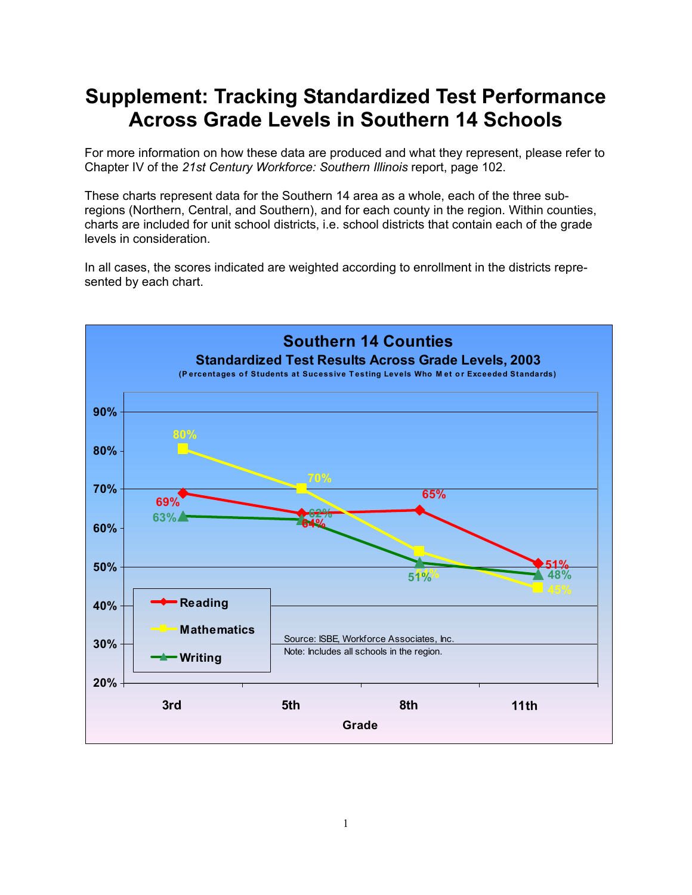# Supplement: Tracking Standardized Test Performance Across Grade Levels in Southern 14 Schools

For more information on how these data are produced and what they represent, please refer to Chapter IV of the *21st Century Workforce: Southern Illinois* report, page 102.

These charts represent data for the Southern 14 area as a whole, each of the three sub-regions (Northern, Central, and Southern), and for each county in the region. Within counties, charts are included for unit school districts, i.e. school districts that contain each of the grade levels in consideration.

In all cases, the scores indicated are weighted according to enrollment in the districts represented by each chart.

**Southern 14 Counties**

**Standardized Test Results Across Grade Levels, 2003**

(Percentages of Students at Sucessive Testing Levels Who Met or Exceeded Standards)

| Grade | Reading | Mathematics | Writing |
|---|---|---|---|
| 3rd | 69% | 80% | 63% |
| 5th | 64% | 70% | 62% |
| 8th | 65% | 54% | 51% |
| 11th | 51% | 45% | 48% |

Source: ISBE, Workforce Associates, Inc.

Note: Includes all schools in the region.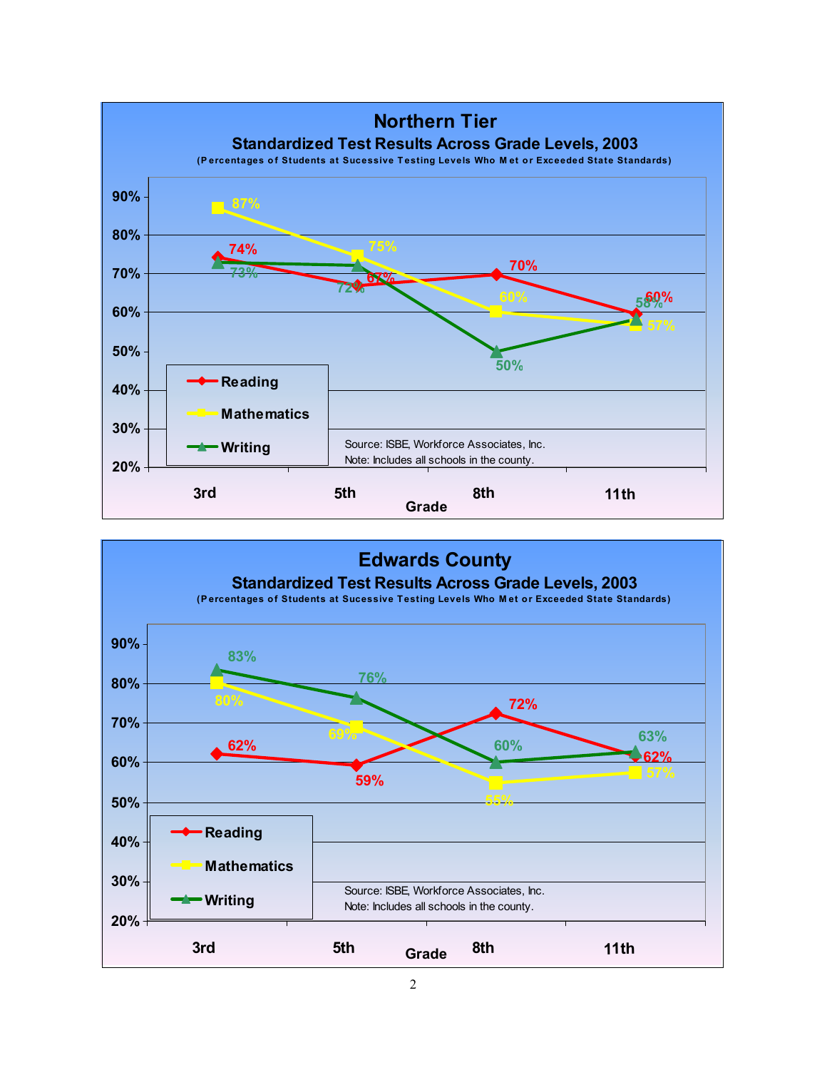## Northern Tier

### Standardized Test Results Across Grade Levels, 2003

(Percentages of Students at Sucessive Testing Levels Who Met or Exceeded State Standards)

| Grade | Reading | Mathematics | Writing |
|---|---|---|---|
| 3rd | 74% | 87% | 73% |
| 5th | 67% | 75% | 72% |
| 8th | 70% | 60% | 50% |
| 11th | 60% | 57% | 58% |

Source: ISBE, Workforce Associates, Inc.
Note: Includes all schools in the county.

## Edwards County

### Standardized Test Results Across Grade Levels, 2003

(Percentages of Students at Sucessive Testing Levels Who Met or Exceeded State Standards)

| Grade | Reading | Mathematics | Writing |
|---|---|---|---|
| 3rd | 62% | 80% | 83% |
| 5th | 59% | 69% | 76% |
| 8th | 72% | 55% | 60% |
| 11th | 62% | 57% | 63% |

Source: ISBE, Workforce Associates, Inc.
Note: Includes all schools in the county.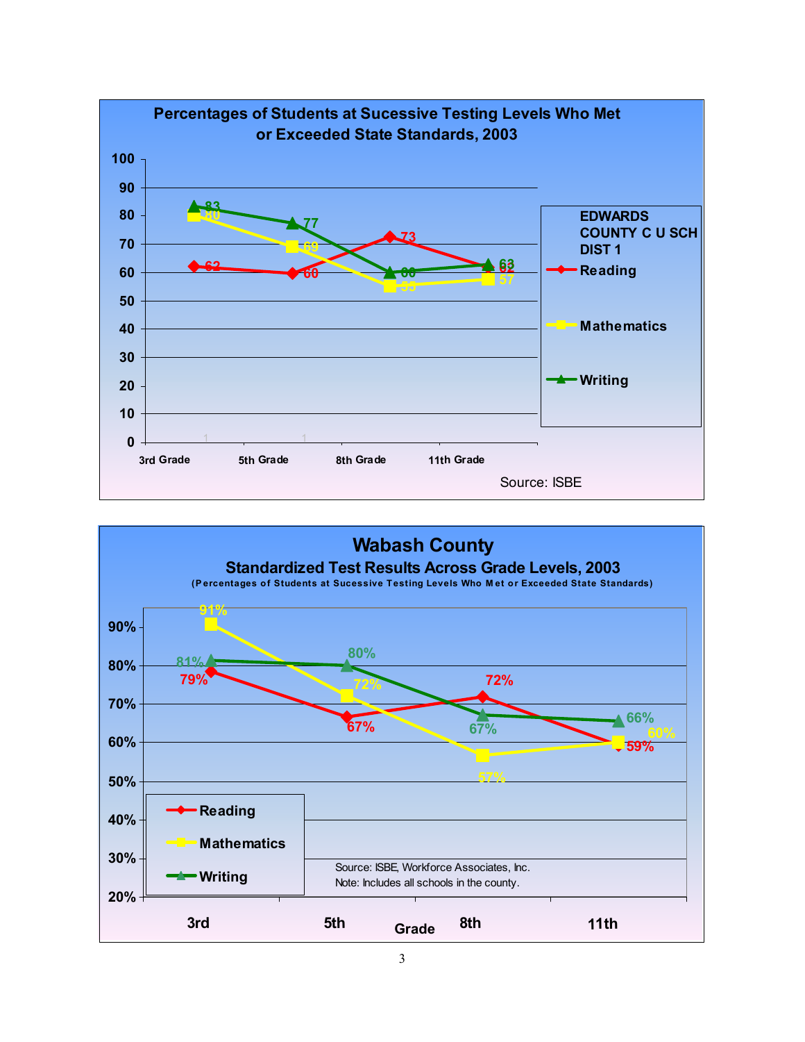## Percentages of Students at Sucessive Testing Levels Who Met or Exceeded State Standards, 2003

**EDWARDS COUNTY C U SCH DIST 1**

| | 3rd Grade | 5th Grade | 8th Grade | 11th Grade |
|---|---|---|---|---|
| Reading | 62 | 60 | 73 | 62 |
| Mathematics | 80 | 69 | 55 | 57 |
| Writing | 83 | 77 | 60 | 63 |

Source: ISBE

## Wabash County

### Standardized Test Results Across Grade Levels, 2003

(Percentages of Students at Sucessive Testing Levels Who Met or Exceeded State Standards)

| Grade | 3rd | 5th | 8th | 11th |
|---|---|---|---|---|
| Reading | 79% | 67% | 72% | 59% |
| Mathematics | 91% | 72% | 57% | 60% |
| Writing | 81% | 80% | 67% | 66% |

Source: ISBE, Workforce Associates, Inc.
Note: Includes all schools in the county.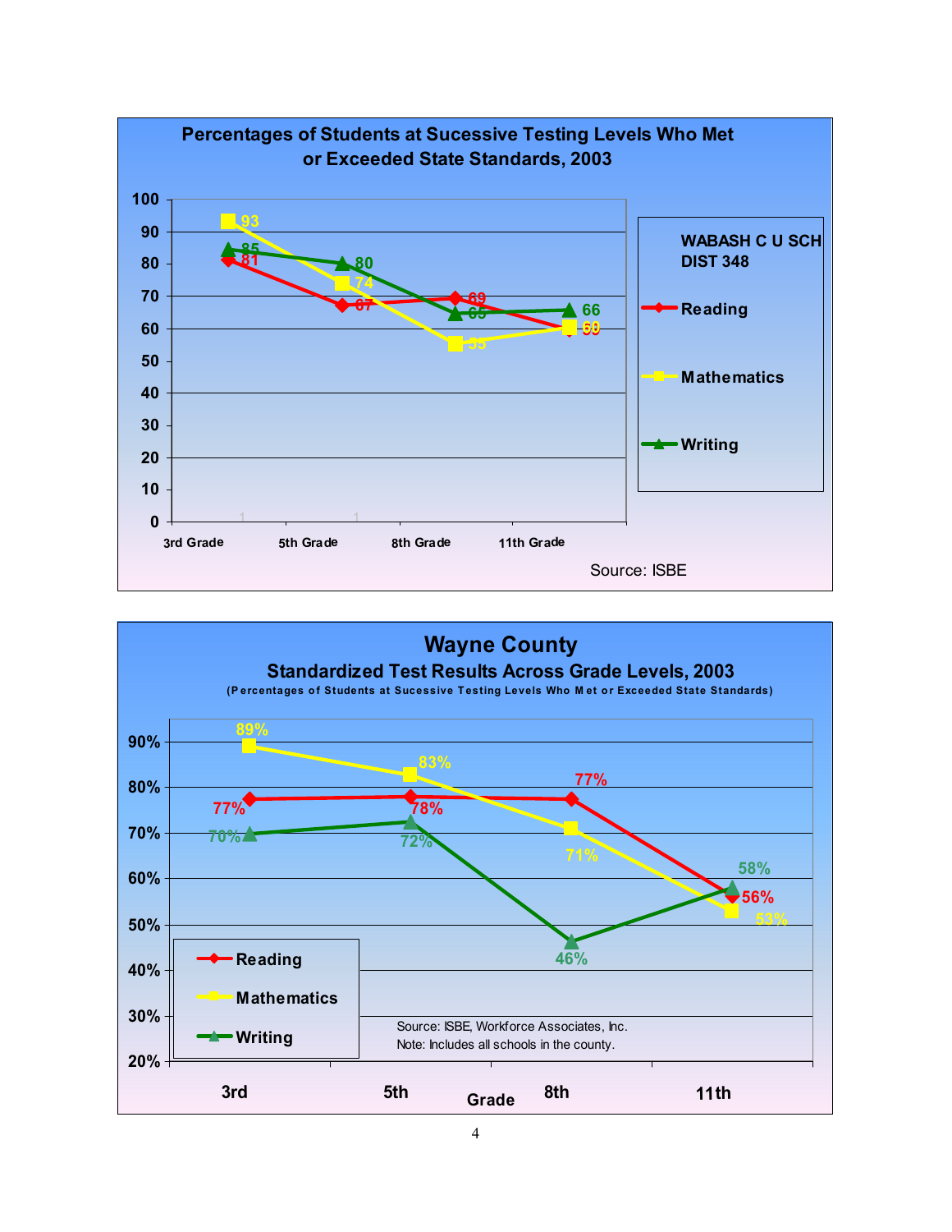**Percentages of Students at Sucessive Testing Levels Who Met or Exceeded State Standards, 2003**

**WABASH C U SCH DIST 348**

| | 3rd Grade | 5th Grade | 8th Grade | 11th Grade |
|---|---|---|---|---|
| Reading | 81 | 67 | 69 | 60 |
| Mathematics | 93 | 74 | 55 | 60 |
| Writing | 85 | 80 | 65 | 66 |

Source: ISBE

**Wayne County**

**Standardized Test Results Across Grade Levels, 2003**

(Percentages of Students at Sucessive Testing Levels Who Met or Exceeded State Standards)

| Grade | 3rd | 5th | 8th | 11th |
|---|---|---|---|---|
| Reading | 77% | 78% | 77% | 56% |
| Mathematics | 89% | 83% | 71% | 53% |
| Writing | 70% | 72% | 46% | 58% |

Source: ISBE, Workforce Associates, Inc.
Note: Includes all schools in the county.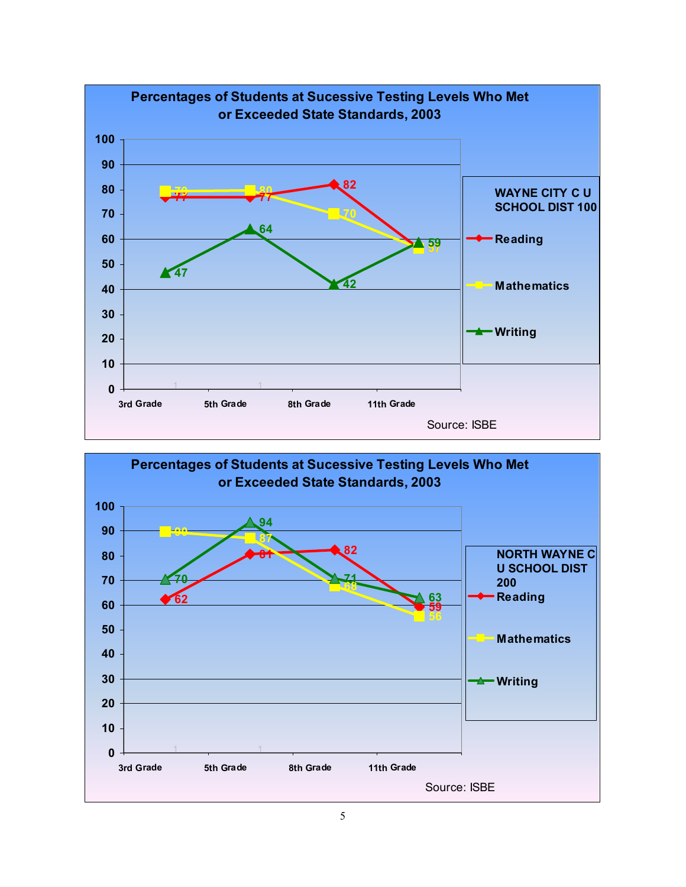## Percentages of Students at Sucessive Testing Levels Who Met or Exceeded State Standards, 2003

**WAYNE CITY C U SCHOOL DIST 100**

| | 3rd Grade | 5th Grade | 8th Grade | 11th Grade |
|---|---|---|---|---|
| Reading | 77 | 77 | 82 | 59 |
| Mathematics | 79 | 80 | 70 | 57 |
| Writing | 47 | 64 | 42 | 59 |

Source: ISBE

## Percentages of Students at Sucessive Testing Levels Who Met or Exceeded State Standards, 2003

**NORTH WAYNE C U SCHOOL DIST 200**

| | 3rd Grade | 5th Grade | 8th Grade | 11th Grade |
|---|---|---|---|---|
| Reading | 62 | 81 | 82 | 59 |
| Mathematics | 90 | 87 | 68 | 56 |
| Writing | 70 | 94 | 71 | 63 |

Source: ISBE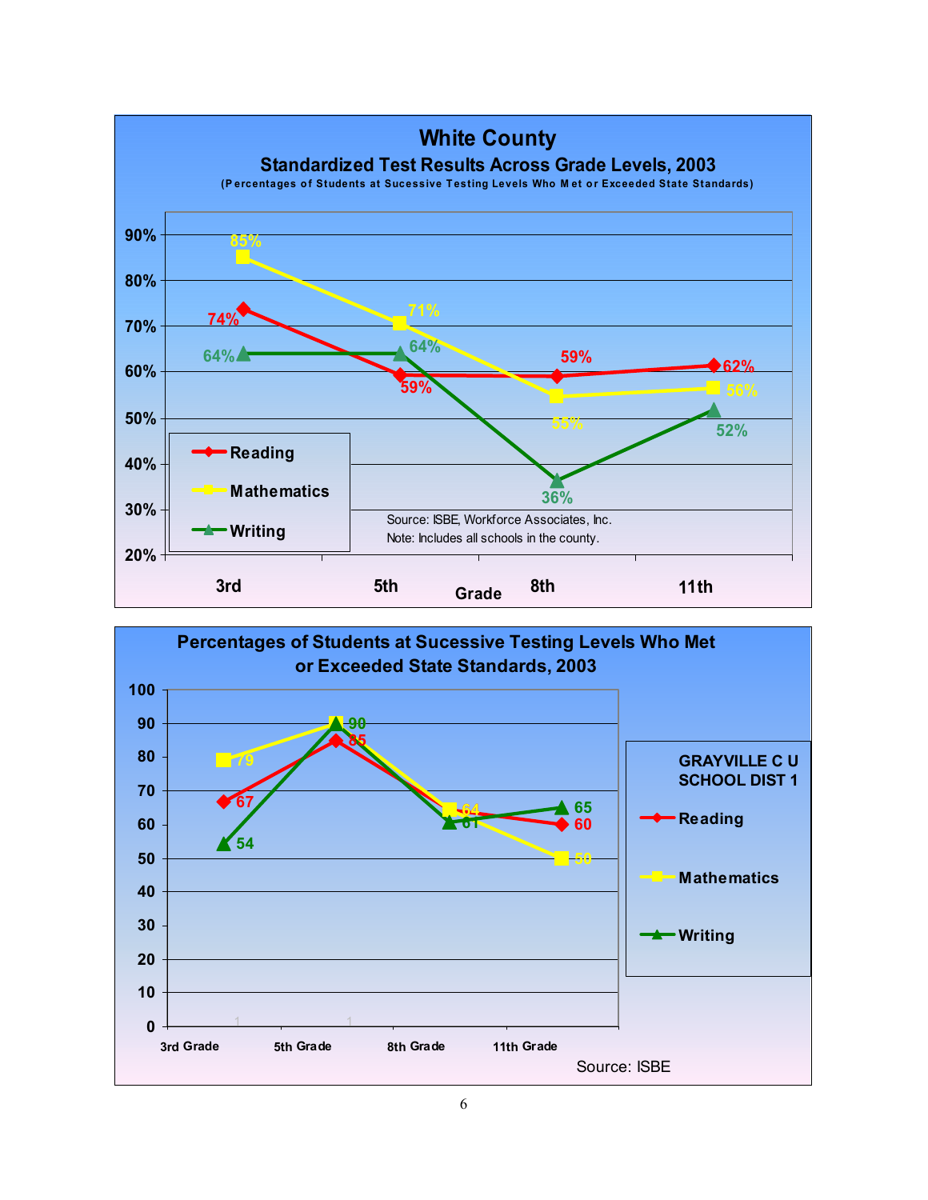## White County

### Standardized Test Results Across Grade Levels, 2003

(Percentages of Students at Sucessive Testing Levels Who Met or Exceeded State Standards)

| Grade | Reading | Mathematics | Writing |
|---|---|---|---|
| 3rd | 74% | 85% | 64% |
| 5th | 59% | 71% | 64% |
| 8th | 59% | 55% | 36% |
| 11th | 62% | 56% | 52% |

Source: ISBE, Workforce Associates, Inc.
Note: Includes all schools in the county.

### Percentages of Students at Sucessive Testing Levels Who Met or Exceeded State Standards, 2003

GRAYVILLE C U SCHOOL DIST 1

| Grade | Reading | Mathematics | Writing |
|---|---|---|---|
| 3rd Grade | 67 | 79 | 54 |
| 5th Grade | 85 | 90 | 90 |
| 8th Grade | 64 | 64 | 61 |
| 11th Grade | 60 | 50 | 65 |

Source: ISBE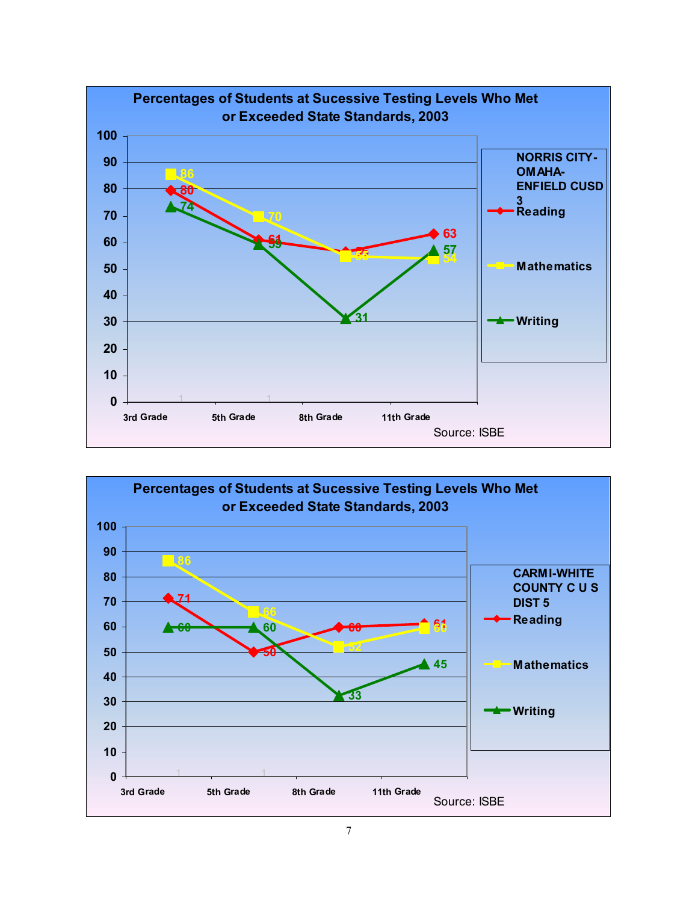### Percentages of Students at Sucessive Testing Levels Who Met or Exceeded State Standards, 2003

**NORRIS CITY-OMAHA-ENFIELD CUSD 3**

| | 3rd Grade | 5th Grade | 8th Grade | 11th Grade |
|---|---|---|---|---|
| Reading | 80 | 61 | 57 | 63 |
| Mathematics | 86 | 70 | 55 | 54 |
| Writing | 74 | 59 | 31 | 57 |

Source: ISBE

### Percentages of Students at Sucessive Testing Levels Who Met or Exceeded State Standards, 2003

**CARMI-WHITE COUNTY C U S DIST 5**

| | 3rd Grade | 5th Grade | 8th Grade | 11th Grade |
|---|---|---|---|---|
| Reading | 71 | 50 | 60 | 61 |
| Mathematics | 86 | 66 | 52 | 60 |
| Writing | 60 | 60 | 33 | 45 |

Source: ISBE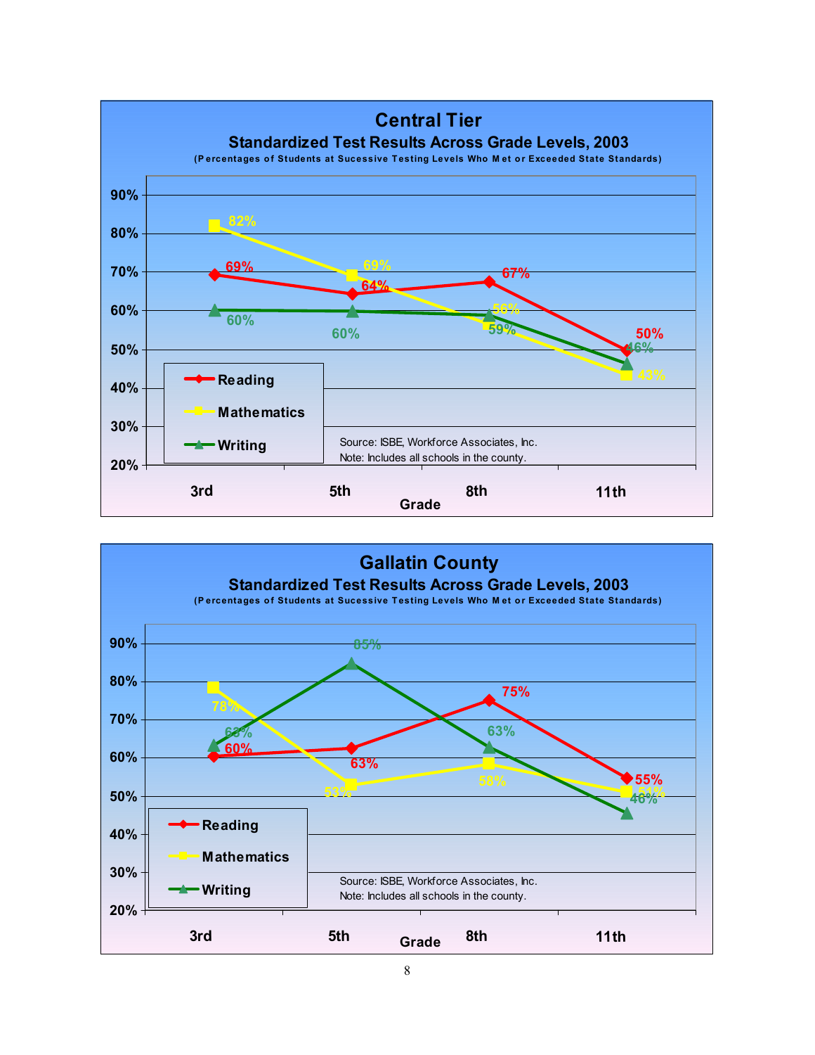## Central Tier

### Standardized Test Results Across Grade Levels, 2003

(Percentages of Students at Sucessive Testing Levels Who Met or Exceeded State Standards)

| Grade | Reading | Mathematics | Writing |
|---|---|---|---|
| 3rd | 69% | 82% | 60% |
| 5th | 64% | 69% | 60% |
| 8th | 67% | 56% | 59% |
| 11th | 50% | 43% | 46% |

Source: ISBE, Workforce Associates, Inc.
Note: Includes all schools in the county.

## Gallatin County

### Standardized Test Results Across Grade Levels, 2003

(Percentages of Students at Sucessive Testing Levels Who Met or Exceeded State Standards)

| Grade | Reading | Mathematics | Writing |
|---|---|---|---|
| 3rd | 60% | 78% | 63% |
| 5th | 63% | 53% | 85% |
| 8th | 75% | 58% | 63% |
| 11th | 55% | 51% | 46% |

Source: ISBE, Workforce Associates, Inc.
Note: Includes all schools in the county.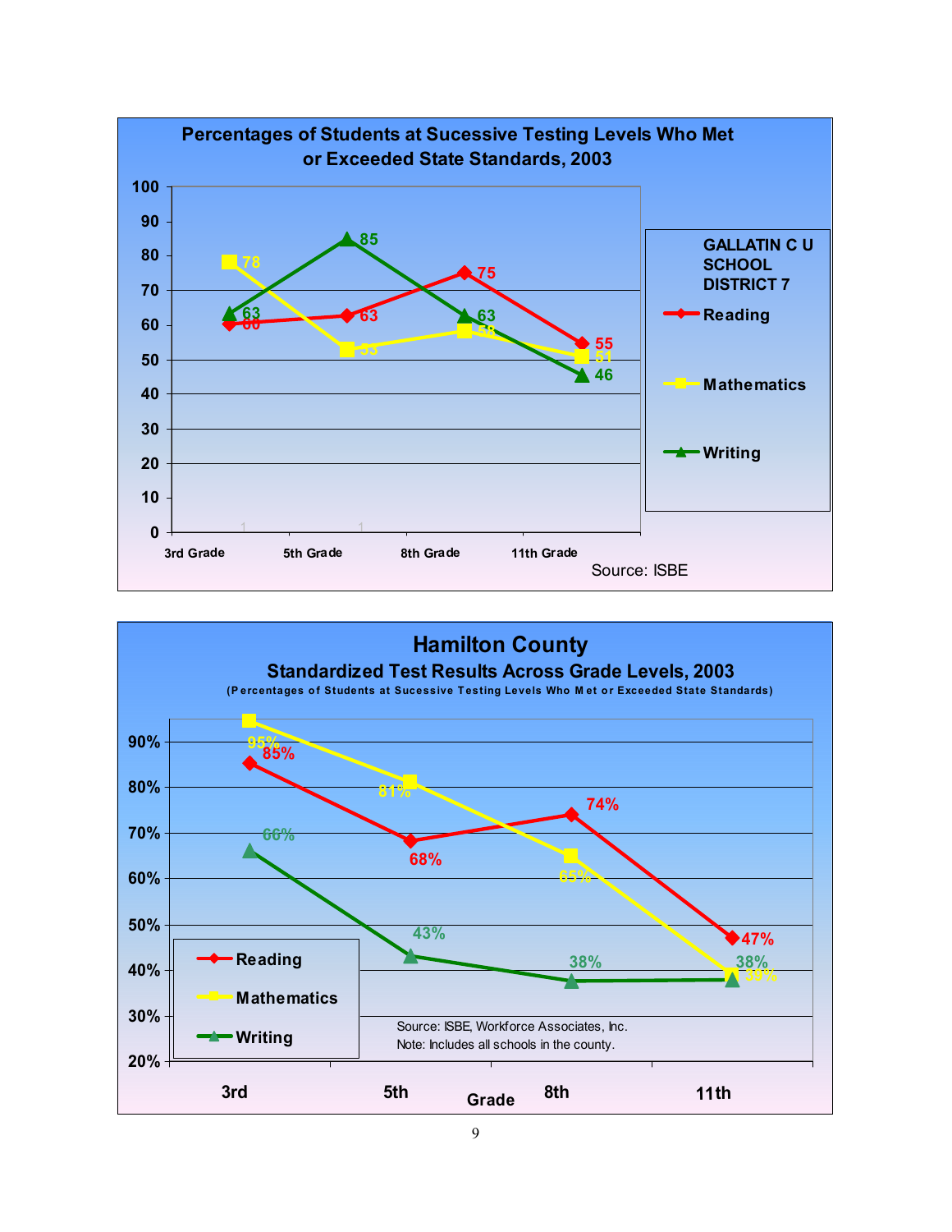## Percentages of Students at Sucessive Testing Levels Who Met or Exceeded State Standards, 2003

**GALLATIN C U SCHOOL DISTRICT 7**

| | 3rd Grade | 5th Grade | 8th Grade | 11th Grade |
|---|---|---|---|---|
| Reading | 60 | 63 | 75 | 55 |
| Mathematics | 78 | 53 | 58 | 51 |
| Writing | 63 | 85 | 63 | 46 |

Source: ISBE

## Hamilton County

### Standardized Test Results Across Grade Levels, 2003

(Percentages of Students at Sucessive Testing Levels Who Met or Exceeded State Standards)

| Grade | 3rd | 5th | 8th | 11th |
|---|---|---|---|---|
| Reading | 85% | 68% | 74% | 47% |
| Mathematics | 95% | 81% | 65% | 39% |
| Writing | 66% | 43% | 38% | 38% |

Source: ISBE, Workforce Associates, Inc.
Note: Includes all schools in the county.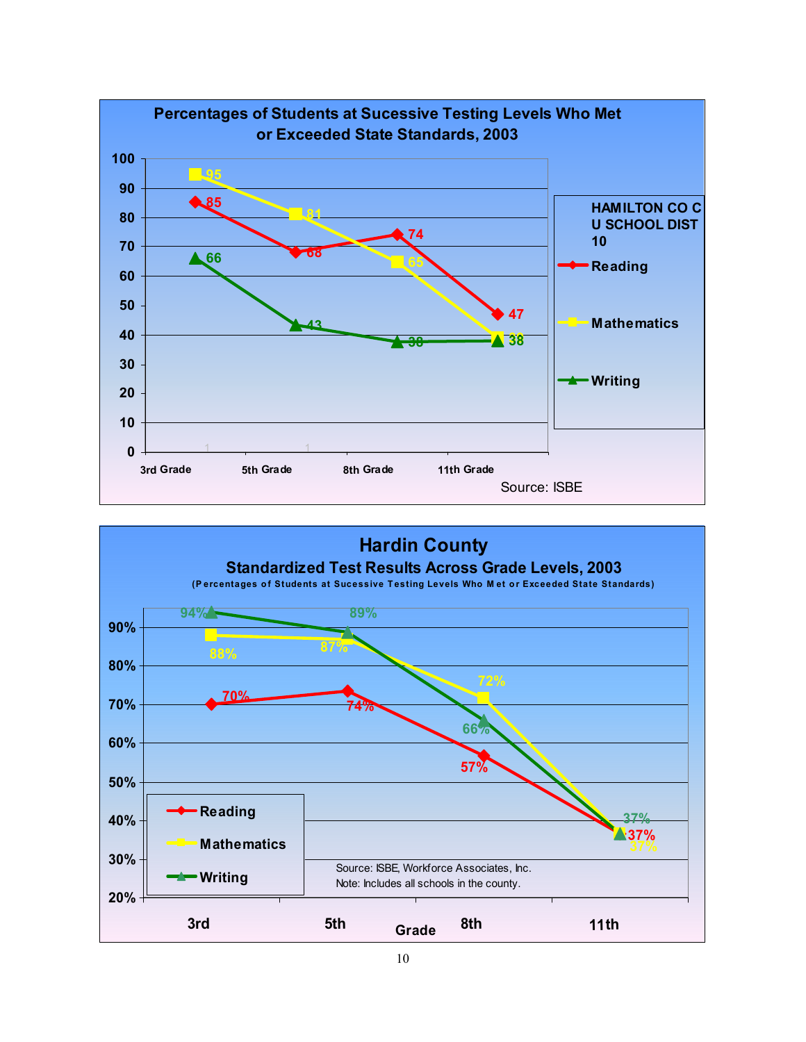## Percentages of Students at Sucessive Testing Levels Who Met or Exceeded State Standards, 2003

HAMILTON CO C U SCHOOL DIST 10

| | 3rd Grade | 5th Grade | 8th Grade | 11th Grade |
|---|---|---|---|---|
| Reading | 85 | 68 | 74 | 47 |
| Mathematics | 95 | 81 | 65 | 38 |
| Writing | 66 | 43 | 38 | 38 |

Source: ISBE

## Hardin County

### Standardized Test Results Across Grade Levels, 2003

(Percentages of Students at Sucessive Testing Levels Who Met or Exceeded State Standards)

| Grade | 3rd | 5th | 8th | 11th |
|---|---|---|---|---|
| Reading | 70% | 74% | 57% | 37% |
| Mathematics | 88% | 87% | 72% | 37% |
| Writing | 94% | 89% | 66% | 37% |

Source: ISBE, Workforce Associates, Inc.
Note: Includes all schools in the county.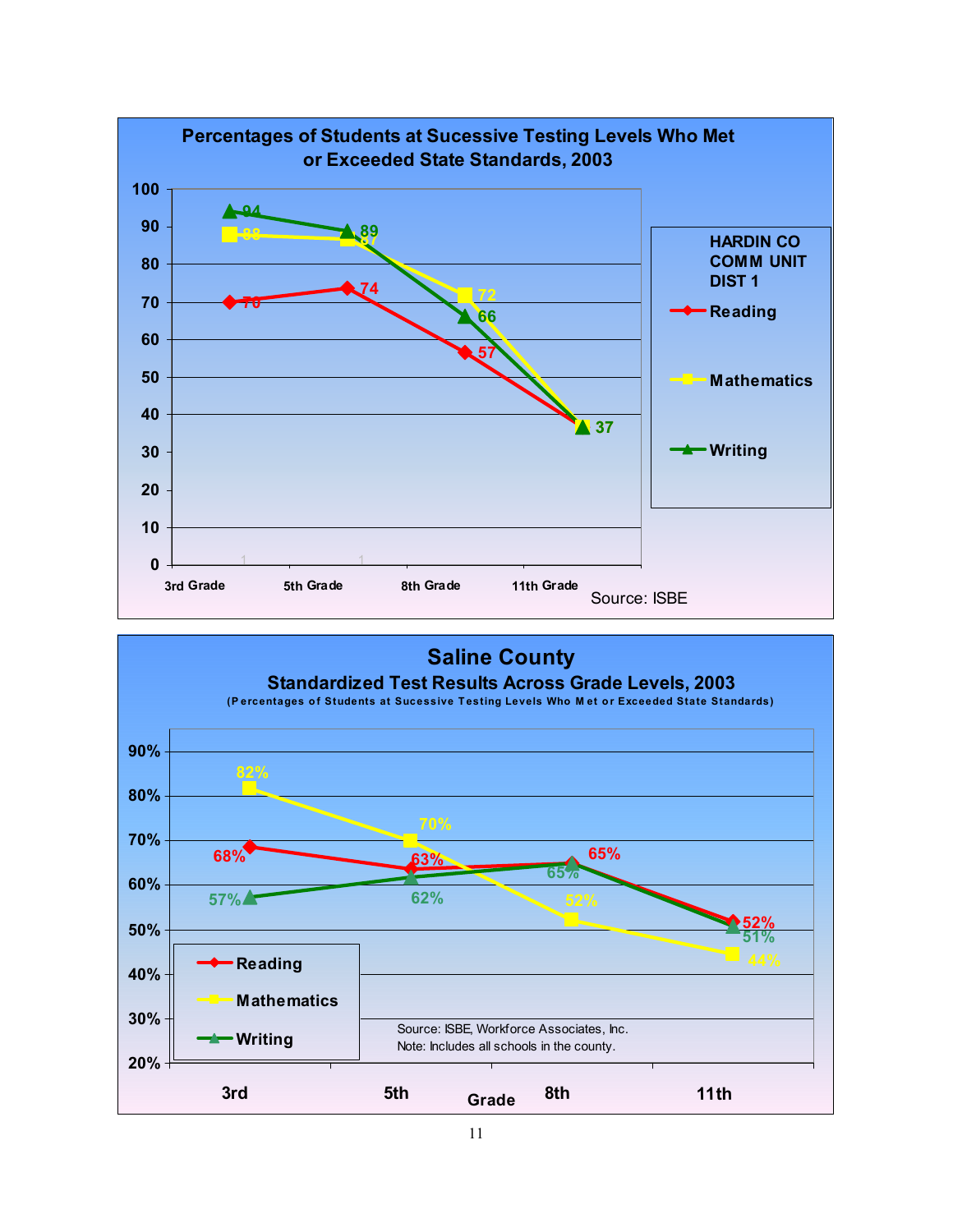## Percentages of Students at Sucessive Testing Levels Who Met or Exceeded State Standards, 2003

HARDIN CO COMM UNIT DIST 1

| Grade | Reading | Mathematics | Writing |
|---|---|---|---|
| 3rd Grade | 70 | 88 | 94 |
| 5th Grade | 74 | 87 | 89 |
| 8th Grade | 57 | 72 | 66 |
| 11th Grade | 37 | 37 | 37 |

Source: ISBE

## Saline County

### Standardized Test Results Across Grade Levels, 2003

(Percentages of Students at Sucessive Testing Levels Who Met or Exceeded State Standards)

| Grade | Reading | Mathematics | Writing |
|---|---|---|---|
| 3rd | 68% | 82% | 57% |
| 5th | 63% | 70% | 62% |
| 8th | 65% | 52% | 65% |
| 11th | 52% | 44% | 51% |

Source: ISBE, Workforce Associates, Inc.
Note: Includes all schools in the county.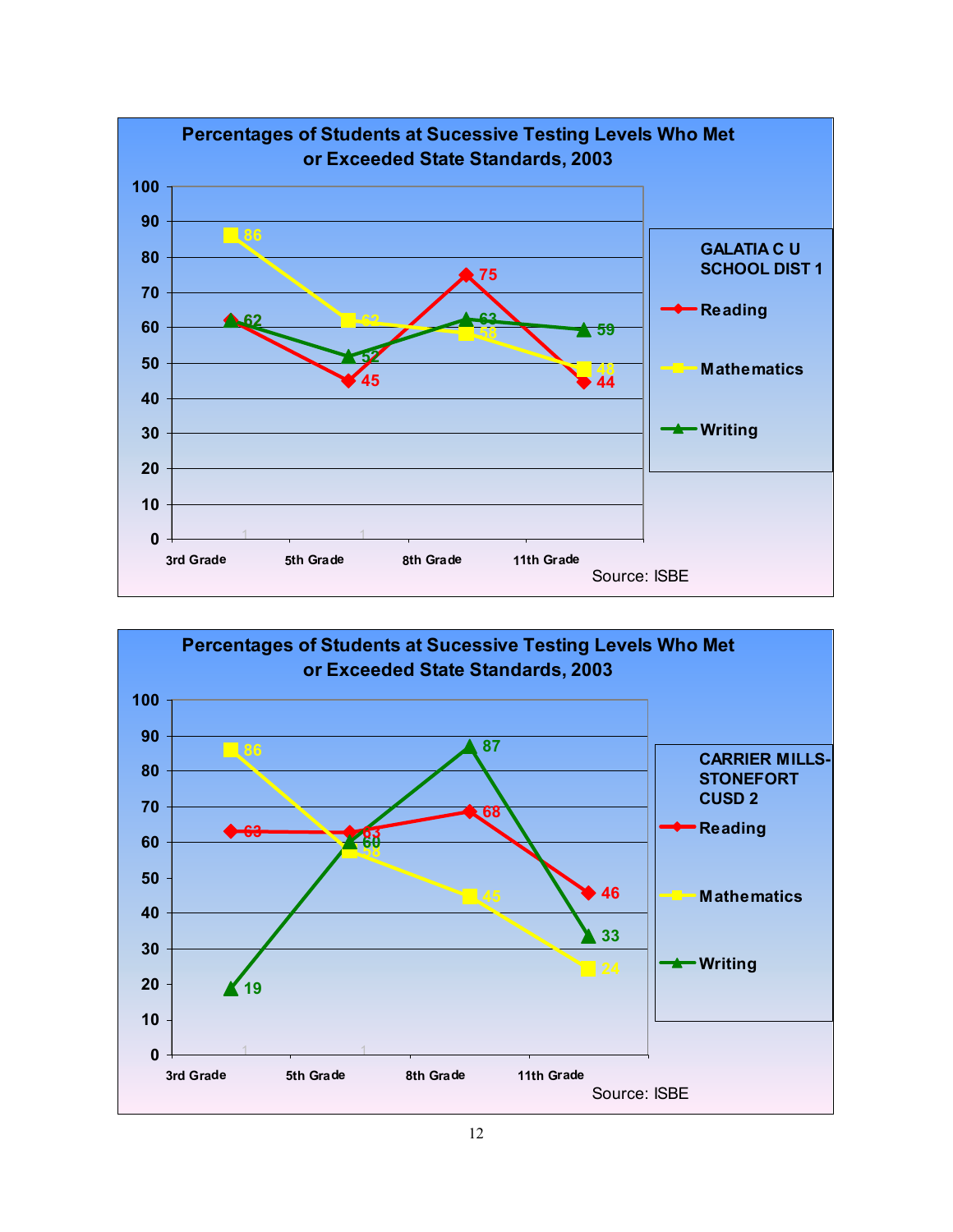## Percentages of Students at Sucessive Testing Levels Who Met or Exceeded State Standards, 2003

**GALATIA C U SCHOOL DIST 1**

| | 3rd Grade | 5th Grade | 8th Grade | 11th Grade |
|---|---|---|---|---|
| Reading | 62 | 45 | 75 | 44 |
| Mathematics | 86 | 62 | 58 | 48 |
| Writing | 62 | 52 | 63 | 59 |

Source: ISBE

## Percentages of Students at Sucessive Testing Levels Who Met or Exceeded State Standards, 2003

**CARRIER MILLS-STONEFORT CUSD 2**

| | 3rd Grade | 5th Grade | 8th Grade | 11th Grade |
|---|---|---|---|---|
| Reading | 63 | 63 | 68 | 46 |
| Mathematics | 86 | 58 | 45 | 24 |
| Writing | 19 | 60 | 87 | 33 |

Source: ISBE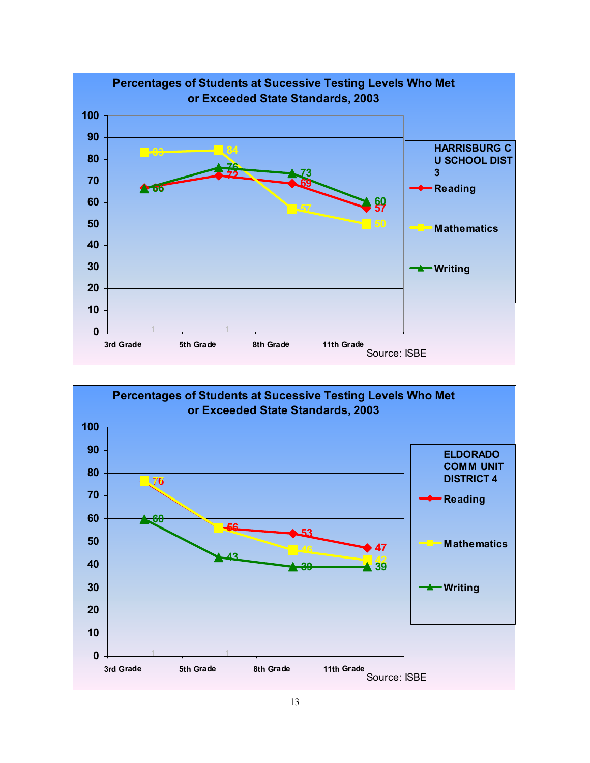## Percentages of Students at Sucessive Testing Levels Who Met or Exceeded State Standards, 2003

**HARRISBURG C U SCHOOL DIST 3**

| | 3rd Grade | 5th Grade | 8th Grade | 11th Grade |
|---|---|---|---|---|
| Reading | 66 | 72 | 69 | 57 |
| Mathematics | 83 | 84 | 57 | 50 |
| Writing | 66 | 76 | 73 | 60 |

Source: ISBE

## Percentages of Students at Sucessive Testing Levels Who Met or Exceeded State Standards, 2003

**ELDORADO COMM UNIT DISTRICT 4**

| | 3rd Grade | 5th Grade | 8th Grade | 11th Grade |
|---|---|---|---|---|
| Reading | 76 | 56 | 53 | 47 |
| Mathematics | 77 | 56 | 46 | 42 |
| Writing | 60 | 43 | 39 | 39 |

Source: ISBE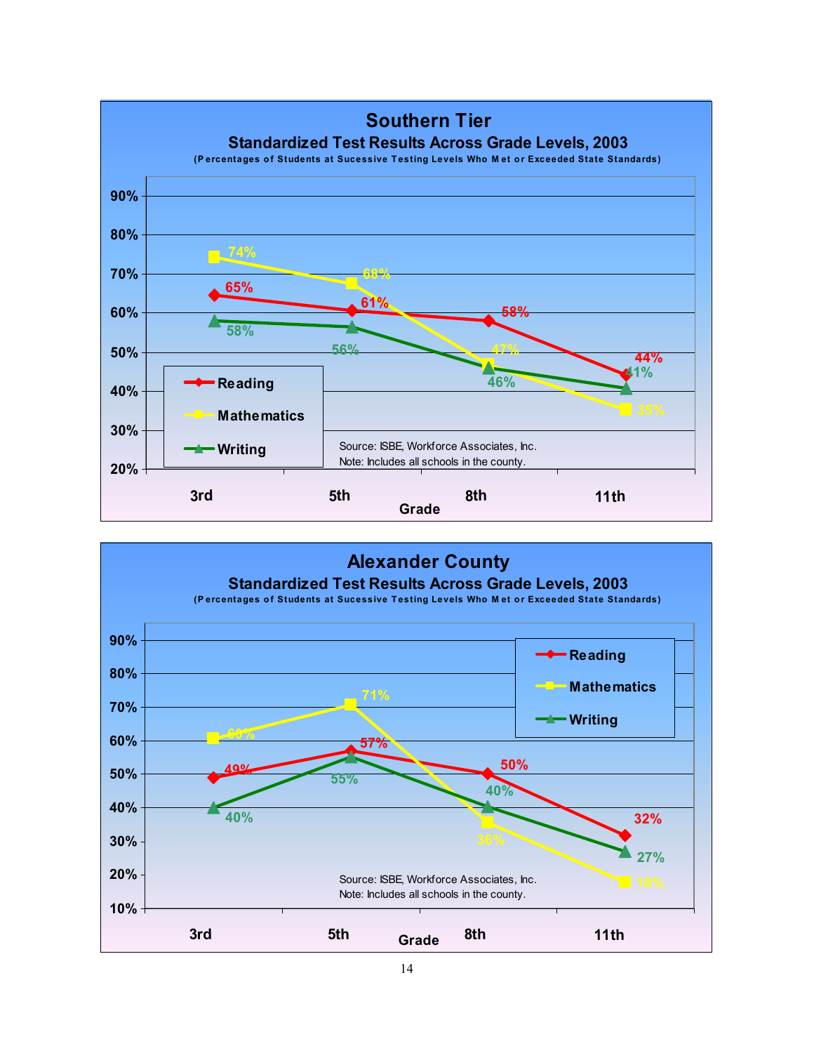## Southern Tier

### Standardized Test Results Across Grade Levels, 2003

(Percentages of Students at Sucessive Testing Levels Who Met or Exceeded State Standards)

| Grade | Reading | Mathematics | Writing |
|---|---|---|---|
| 3rd | 65% | 74% | 58% |
| 5th | 61% | 68% | 56% |
| 8th | 58% | 47% | 46% |
| 11th | 44% | 35% | 41% |

Source: ISBE, Workforce Associates, Inc.
Note: Includes all schools in the county.

## Alexander County

### Standardized Test Results Across Grade Levels, 2003

(Percentages of Students at Sucessive Testing Levels Who Met or Exceeded State Standards)

| Grade | Reading | Mathematics | Writing |
|---|---|---|---|
| 3rd | 49% | 60% | 40% |
| 5th | 57% | 71% | 55% |
| 8th | 50% | 36% | 40% |
| 11th | 32% | 18% | 27% |

Source: ISBE, Workforce Associates, Inc.
Note: Includes all schools in the county.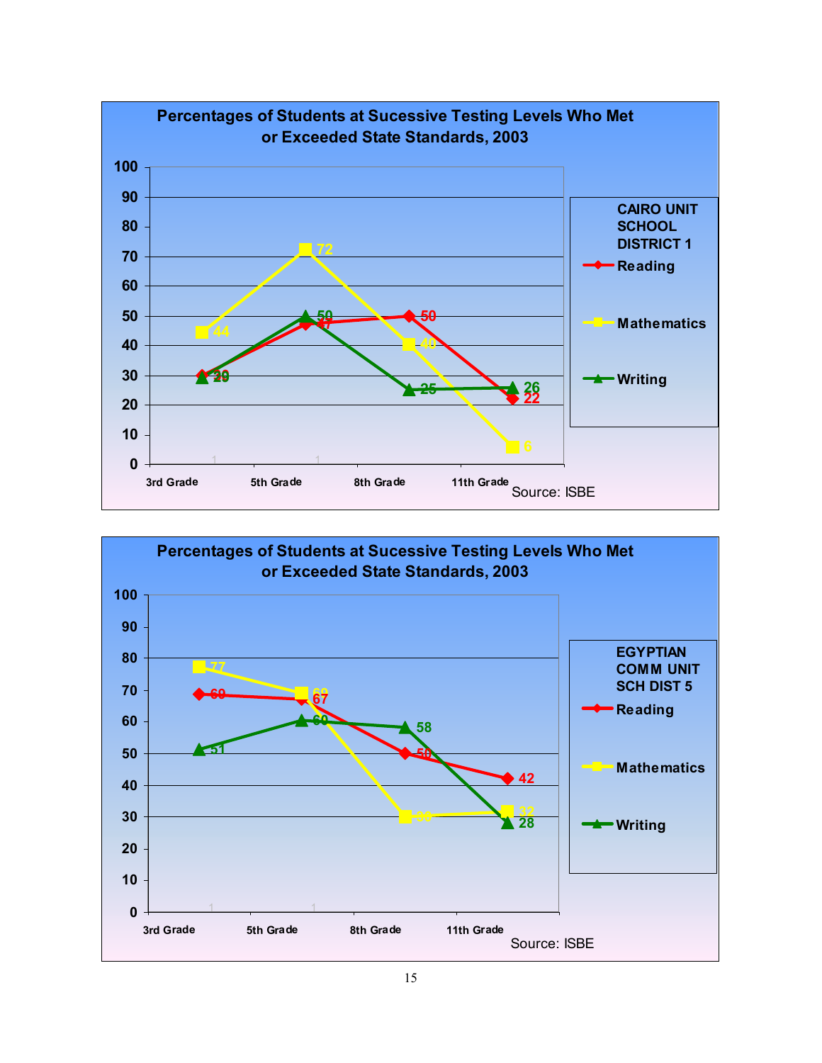## Percentages of Students at Sucessive Testing Levels Who Met or Exceeded State Standards, 2003

**CAIRO UNIT SCHOOL DISTRICT 1**

| | 3rd Grade | 5th Grade | 8th Grade | 11th Grade |
|---|---|---|---|---|
| Reading | 30 | 47 | 50 | 22 |
| Mathematics | 44 | 72 | 40 | 6 |
| Writing | 29 | 50 | 25 | 26 |

Source: ISBE

## Percentages of Students at Sucessive Testing Levels Who Met or Exceeded State Standards, 2003

**EGYPTIAN COMM UNIT SCH DIST 5**

| | 3rd Grade | 5th Grade | 8th Grade | 11th Grade |
|---|---|---|---|---|
| Reading | 69 | 67 | 50 | 42 |
| Mathematics | 77 | 69 | 30 | 32 |
| Writing | 51 | 60 | 58 | 28 |

Source: ISBE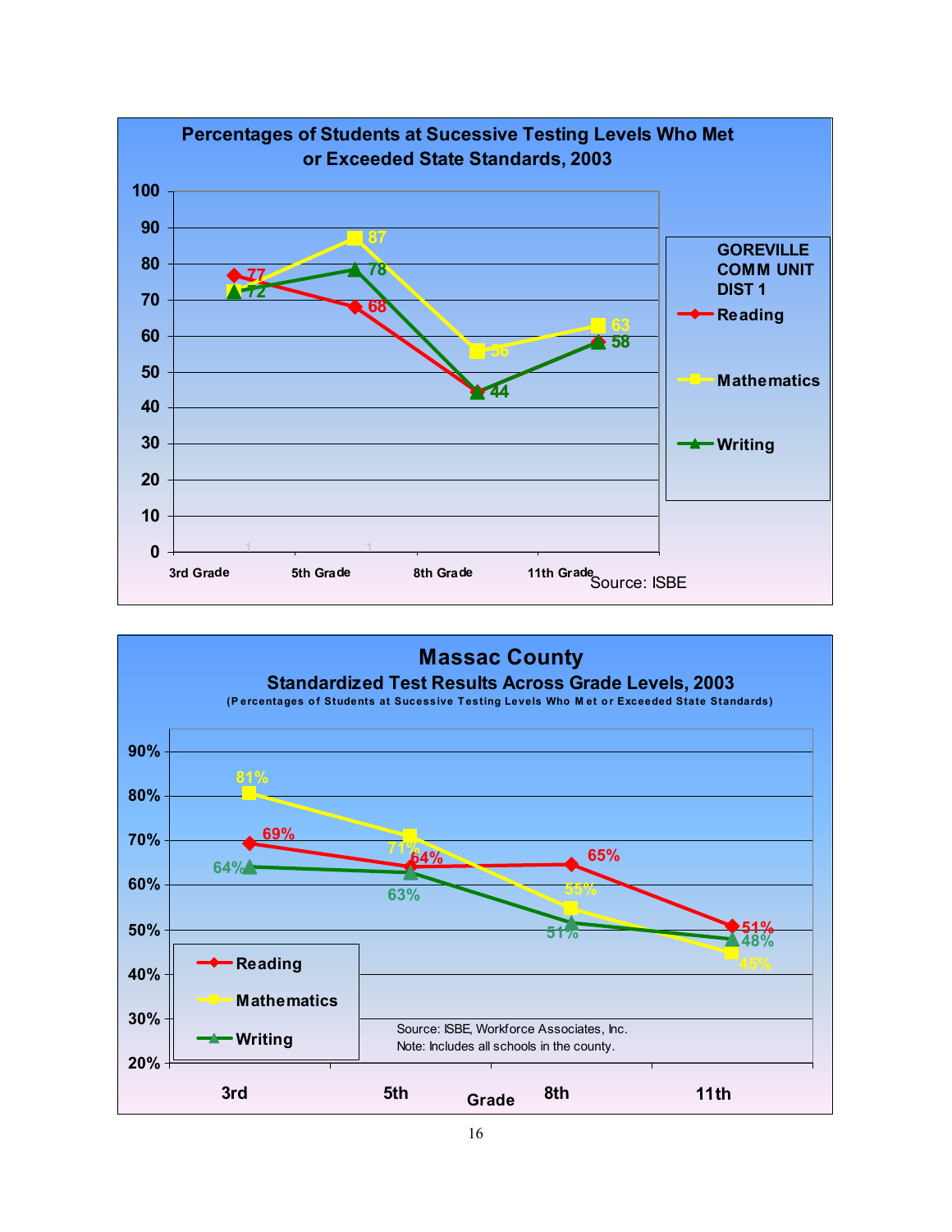## Percentages of Students at Sucessive Testing Levels Who Met or Exceeded State Standards, 2003

GOREVILLE COMM UNIT DIST 1

| | 3rd Grade | 5th Grade | 8th Grade | 11th Grade |
|---|---|---|---|---|
| Reading | 77 | 68 | 44 | 58 |
| Mathematics | 72 | 87 | 56 | 63 |
| Writing | 72 | 78 | 44 | 58 |

Source: ISBE

## Massac County

### Standardized Test Results Across Grade Levels, 2003

(Percentages of Students at Sucessive Testing Levels Who Met or Exceeded State Standards)

| Grade | 3rd | 5th | 8th | 11th |
|---|---|---|---|---|
| Reading | 69% | 64% | 65% | 51% |
| Mathematics | 81% | 71% | 55% | 45% |
| Writing | 64% | 63% | 51% | 48% |

Source: ISBE, Workforce Associates, Inc.
Note: Includes all schools in the county.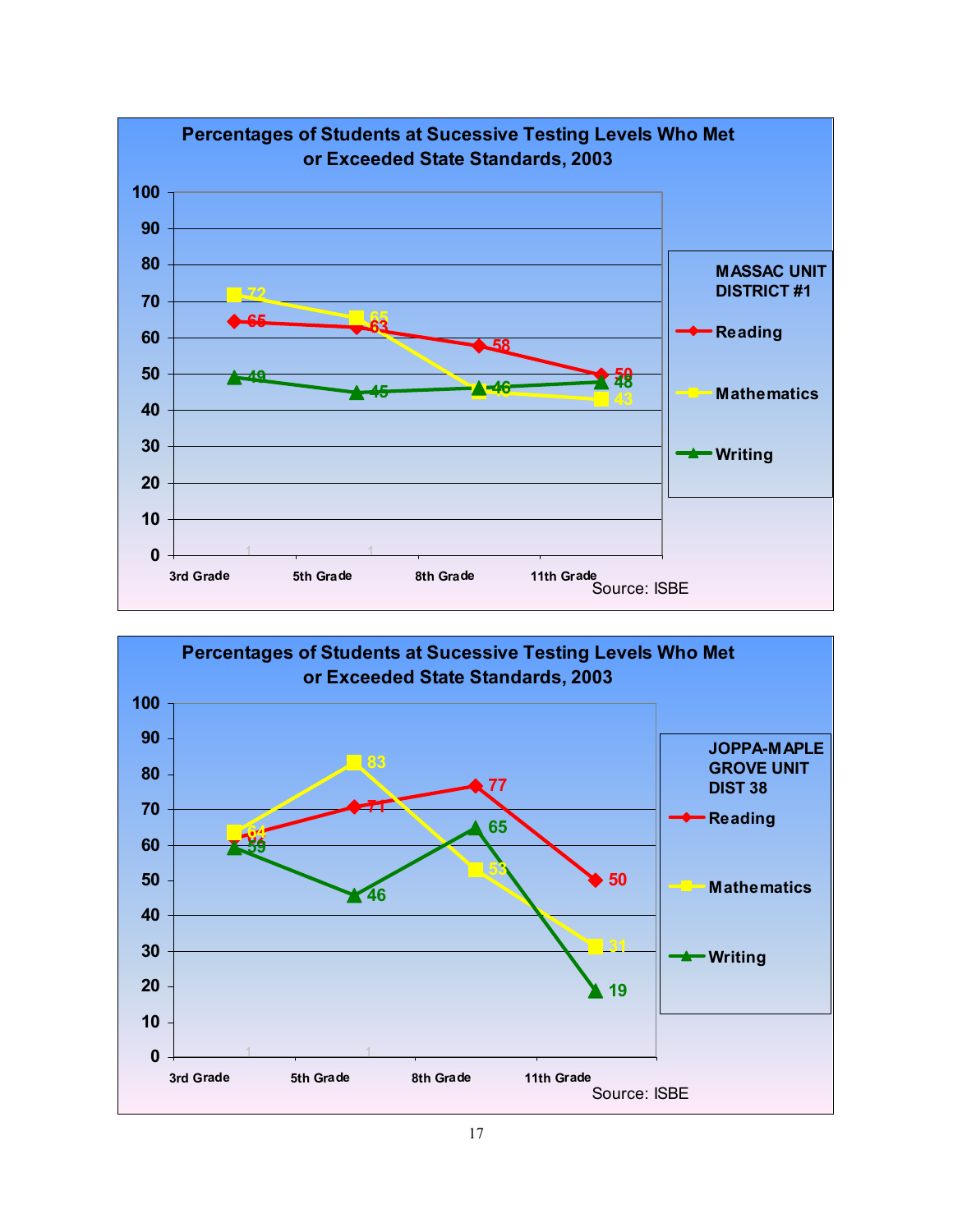**Percentages of Students at Sucessive Testing Levels Who Met or Exceeded State Standards, 2003**

MASSAC UNIT DISTRICT #1

| | 3rd Grade | 5th Grade | 8th Grade | 11th Grade |
|---|---|---|---|---|
| Reading | 65 | 63 | 58 | 50 |
| Mathematics | 72 | 65 | 45 | 43 |
| Writing | 49 | 45 | 46 | 48 |

Source: ISBE

**Percentages of Students at Sucessive Testing Levels Who Met or Exceeded State Standards, 2003**

JOPPA-MAPLE GROVE UNIT DIST 38

| | 3rd Grade | 5th Grade | 8th Grade | 11th Grade |
|---|---|---|---|---|
| Reading | 63 | 71 | 77 | 50 |
| Mathematics | 64 | 83 | 53 | 31 |
| Writing | 59 | 46 | 65 | 19 |

Source: ISBE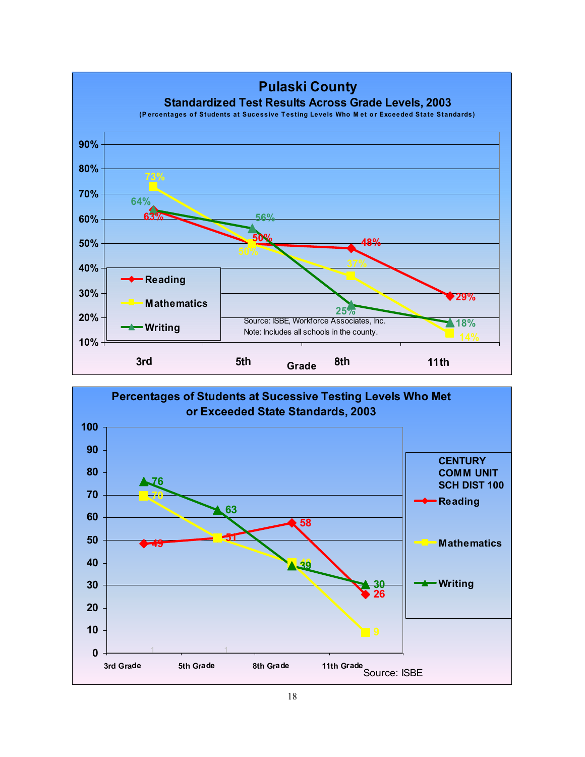## Pulaski County

### Standardized Test Results Across Grade Levels, 2003

(Percentages of Students at Sucessive Testing Levels Who Met or Exceeded State Standards)

| Grade | Reading | Mathematics | Writing |
|---|---|---|---|
| 3rd | 63% | 73% | 64% |
| 5th | 50% | 50% | 56% |
| 8th | 48% | 37% | 25% |
| 11th | 29% | 14% | 18% |

Source: ISBE, Workforce Associates, Inc.
Note: Includes all schools in the county.

### Percentages of Students at Sucessive Testing Levels Who Met or Exceeded State Standards, 2003

CENTURY COMM UNIT SCH DIST 100

| Grade | Reading | Mathematics | Writing |
|---|---|---|---|
| 3rd Grade | 49 | 70 | 76 |
| 5th Grade | 51 | 51 | 63 |
| 8th Grade | 58 | 40 | 39 |
| 11th Grade | 26 | 9 | 30 |

Source: ISBE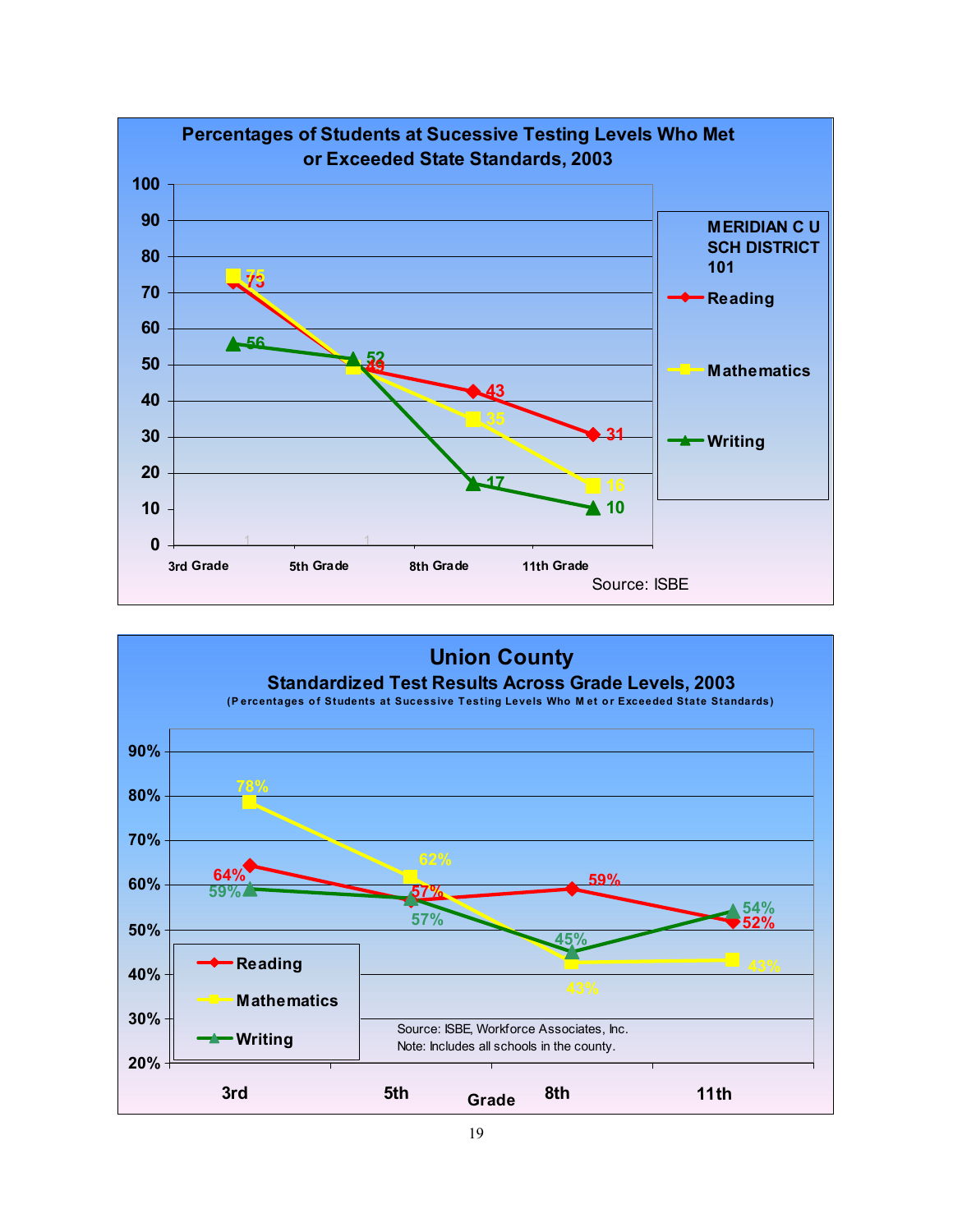## Percentages of Students at Sucessive Testing Levels Who Met or Exceeded State Standards, 2003

MERIDIAN C U SCH DISTRICT 101

| Grade | Reading | Mathematics | Writing |
|---|---|---|---|
| 3rd Grade | 73 | 75 | 56 |
| 5th Grade | 49 | 49 | 52 |
| 8th Grade | 43 | 35 | 17 |
| 11th Grade | 31 | 16 | 10 |

Source: ISBE

## Union County

### Standardized Test Results Across Grade Levels, 2003

(Percentages of Students at Sucessive Testing Levels Who Met or Exceeded State Standards)

| Grade | Reading | Mathematics | Writing |
|---|---|---|---|
| 3rd | 64% | 78% | 59% |
| 5th | 57% | 62% | 57% |
| 8th | 59% | 43% | 45% |
| 11th | 52% | 43% | 54% |

Source: ISBE, Workforce Associates, Inc.
Note: Includes all schools in the county.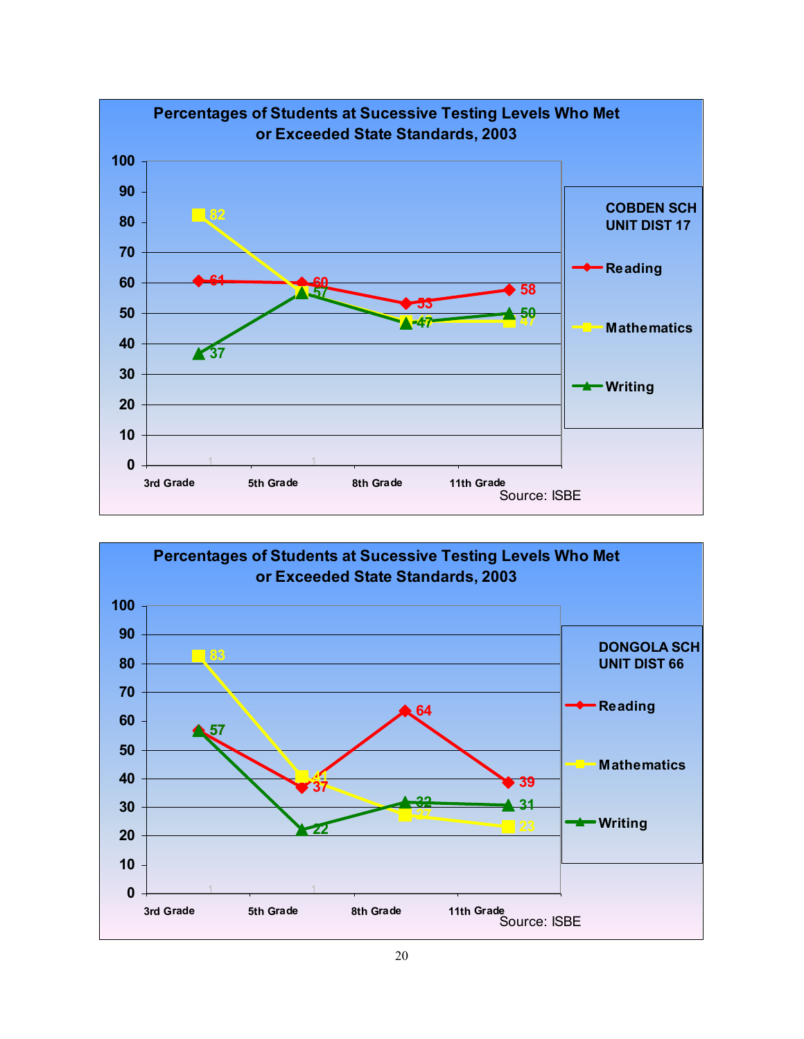## Percentages of Students at Sucessive Testing Levels Who Met or Exceeded State Standards, 2003

**COBDEN SCH UNIT DIST 17**

| | 3rd Grade | 5th Grade | 8th Grade | 11th Grade |
|---|---|---|---|---|
| Reading | 61 | 60 | 53 | 58 |
| Mathematics | 82 | 57 | 47 | 47 |
| Writing | 37 | 57 | 47 | 50 |

Source: ISBE

## Percentages of Students at Sucessive Testing Levels Who Met or Exceeded State Standards, 2003

**DONGOLA SCH UNIT DIST 66**

| | 3rd Grade | 5th Grade | 8th Grade | 11th Grade |
|---|---|---|---|---|
| Reading | 57 | 37 | 64 | 39 |
| Mathematics | 83 | 41 | 27 | 23 |
| Writing | 57 | 22 | 32 | 31 |

Source: ISBE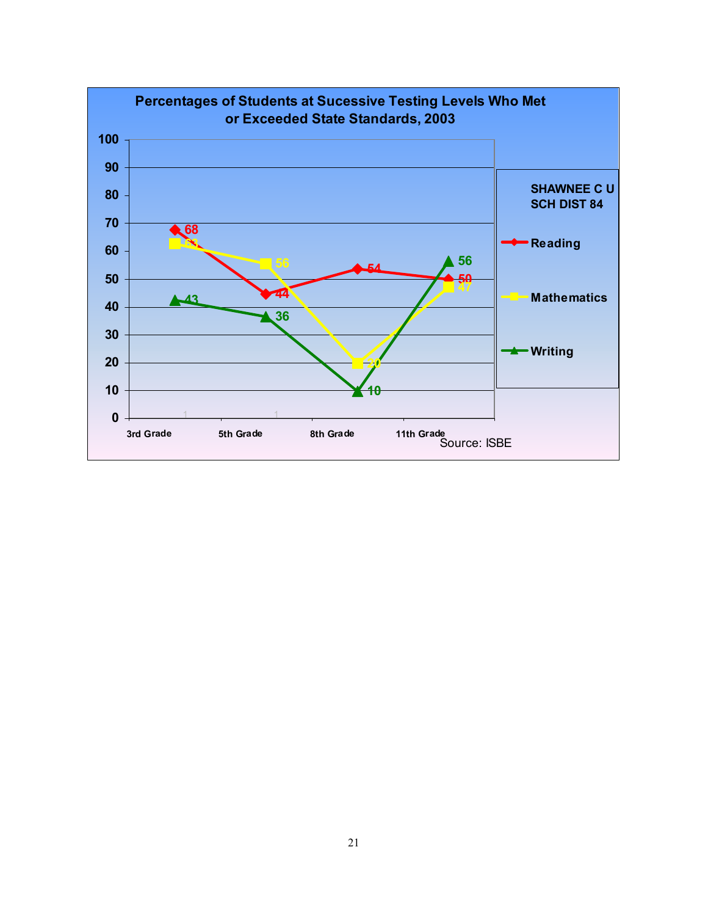Percentages of Students at Sucessive Testing Levels Who Met or Exceeded State Standards, 2003

100
90
80
70
60
50
40
30
20
10
0

68
63
43
56
44
36
54
20
10
56
50
47

1
1

3rd Grade
5th Grade
8th Grade
11th Grade

SHAWNEE C U SCH DIST 84

Reading

Mathematics

Writing

Source: ISBE